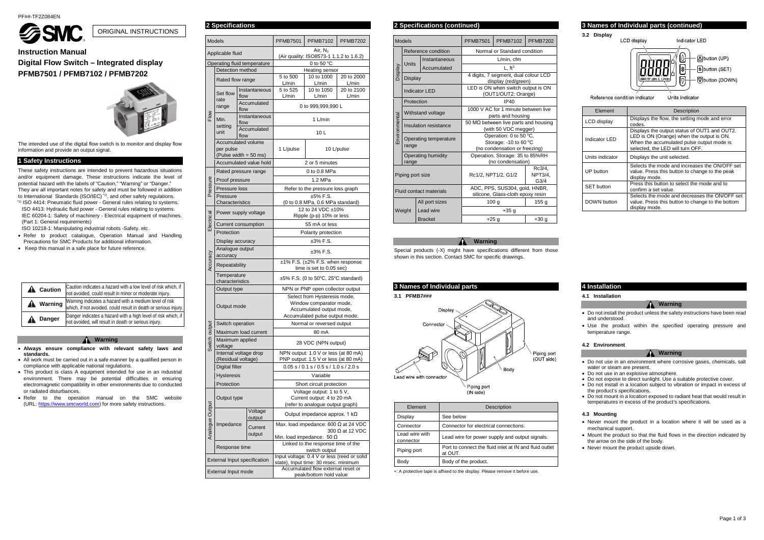PF##-TF2Z084EN

ORIGINAL INSTRUCTIONS

# Instruction Manual

# Digital Flow Switch – Integrated display PFMB7501 / PFMB7102 / PFMB7202

The intended use of the digital flow switch is to monitor and display flow information and provide an output signal.

## 1 Safety Instructions

These safety instructions are intended to prevent hazardous situations and/or equipment damage. These instructions indicate the level of potential hazard with the labels of "Caution," "Warning" or "Danger." They are all important notes for safety and must be followed in addition to International Standards (ISO/IEC) *1), and other safety regulations.

*1) ISO 4414: Pneumatic fluid power - General rules relating to systems.
ISO 4413: Hydraulic fluid power - General rules relating to systems.
IEC 60204-1: Safety of machinery - Electrical equipment of machines. (Part 1: General requirements)
ISO 10218-1: Manipulating industrial robots -Safety. etc.

- Refer to product catalogue, Operation Manual and Handling Precautions for SMC Products for additional information.
- Keep this manual in a safe place for future reference.

| | |
|---|---|
| Caution | Caution indicates a hazard with a low level of risk which, if not avoided, could result in minor or moderate injury. |
| Warning | Warning indicates a hazard with a medium level of risk which, if not avoided, could result in death or serious injury. |
| Danger | Danger indicates a hazard with a high level of risk which, if not avoided, will result in death or serious injury. |

**Warning**

- **Always ensure compliance with relevant safety laws and standards.**
- All work must be carried out in a safe manner by a qualified person in compliance with applicable national regulations.
- This product is class A equipment intended for use in an industrial environment. There may be potential difficulties in ensuring electromagnetic compatibility in other environments due to conducted or radiated disturbances.
- Refer to the operation manual on the SMC website (URL: https://www.smcworld.com) for more safety instructions.

## 2 Specifications

| Models | | | PFMB7501 | PFMB7102 | PFMB7202 |
|---|---|---|---|---|---|
| Applicable fluid | | | Air, $N_2$ (Air quality: ISO8573-1 1.1.2 to 1.6.2) | | |
| Operating fluid temperature | | | 0 to 50 °C | | |
| Flow | Detection method | | Heating sensor | | |
| | Rated flow range | | 5 to 500 L/min | 10 to 1000 L/min | 20 to 2000 L/min |
| | Set flow rate range | Instantaneous flow | 5 to 525 L/min | 10 to 1050 L/min | 20 to 2100 L/min |
| | | Accumulated flow | 0 to 999,999,990 L | | |
| | Min. setting unit | Instantaneous flow | 1 L/min | | |
| | | Accumulated flow | 10 L | | |
| | Accumulated volume per pulse (Pulse width = 50 ms) | | 1 L/pulse | 10 L/pulse | |
| | Accumulated value hold | | 2 or 5 minutes | | |
| Pressure | Rated pressure range | | 0 to 0.8 MPa | | |
| | Proof pressure | | 1.2 MPa | | |
| | Pressure loss | | Refer to the pressure loss graph | | |
| | Pressure Characteristics | | ±5% F.S. (0 to 0.8 MPa, 0.6 MPa standard) | | |
| Electrical | Power supply voltage | | 12 to 24 VDC ±10% Ripple (p-p) 10% or less | | |
| | Current consumption | | 55 mA or less | | |
| | Protection | | Polarity protection | | |
| Accuracy | Display accuracy | | ±3% F.S. | | |
| | Analogue output accuracy | | ±3% F.S. | | |
| | Repeatability | | ±1% F.S. (±2% F.S. when response time is set to 0.05 sec) | | |
| | Temperature characteristics | | ±5% F.S. (0 to 50°C, 25°C standard) | | |
| Switch output | Output type | | NPN or PNP open collector output | | |
| | Output mode | | Select from Hysteresis mode, Window comparator mode, Accumulated output mode, Accumulated pulse output mode. | | |
| | Switch operation | | Normal or reversed output | | |
| | Maximum load current | | 80 mA | | |
| | Maximum applied voltage | | 28 VDC (NPN output) | | |
| | Internal voltage drop (Residual voltage) | | NPN output: 1.0 V or less (at 80 mA) PNP output: 1.5 V or less (at 80 mA) | | |
| | Digital filter | | 0.05 s / 0.1 s / 0.5 s / 1.0 s / 2.0 s | | |
| | Hysteresis | | Variable | | |
| | Protection | | Short circuit protection | | |
| Analogue Output | Output type | | Voltage output: 1 to 5 V, Current output: 4 to 20 mA (refer to analogue output graph) | | |
| | Impedance | Voltage output | Output impedance approx. 1 kΩ | | |
| | | Current output | Max. load impedance: 600 Ω at 24 VDC 300 Ω at 12 VDC Min. load impedance: 50 Ω | | |
| | Response time | | Linked to the response time of the switch output | | |
| External Input specification | | | Input voltage: 0.4 V or less (reed or solid state), Input time: 30 msec. minimum | | |
| External Input mode | | | Accumulated flow external reset or peak/bottom hold value | | |

## 2 Specifications (continued)

| Models | | | PFMB7501 | PFMB7102 | PFMB7202 |
|---|---|---|---|---|---|
| Display | Reference condition | | Normal or Standard condition | | |
| | Units | Instantaneous | L/min, cfm | | |
| | | Accumulated | L, $ft^3$ | | |
| | Display | | 4 digits, 7 segment, dual colour LCD display (red/green) | | |
| | Indicator LED | | LED is ON when switch output is ON (OUT1/OUT2: Orange) | | |
| Environmental | Protection | | IP40 | | |
| | Withstand voltage | | 1000 V AC for 1 minute between live parts and housing | | |
| | Insulation resistance | | 50 MΩ between live parts and housing (with 50 VDC megger) | | |
| | Operating temperature range | | Operation: 0 to 50 °C, Storage: -10 to 60 °C (no condensation or freezing) | | |
| | Operating humidity range | | Operation, Storage: 35 to 85%RH (no condensation) | | |
| Piping port size | | | Rc1/2, NPT1/2, G1/2 | | Rc3/4, NPT3/4, G3/4 |
| Fluid contact materials | | | ADC, PPS, SUS304, gold, HNBR, silicone, Glass-cloth epoxy resin | | |
| Weight | All port sizes | | 100 g | | 155 g |
| | Lead wire | | +35 g | | |
| | Bracket | | +25 g | | +30 g |

**Warning**

Special products (-X) might have specifications different from those shown in this section. Contact SMC for specific drawings.

## 3 Names of Individual parts

### 3.1 PFMB7###

Display
Connector
Piping port (OUT side)
Body
Lead wire with connector
Piping port (IN side)

| Element | Description |
|---|---|
| Display | See below |
| Connector | Connector for electrical connections. |
| Lead wire with connector | Lead wire for power supply and output signals. |
| Piping port | Port to connect the fluid inlet at IN and fluid outlet at OUT. |
| Body | Body of the product. |

*: A protective tape is affixed to the display. Please remove it before use.

## 3 Names of Individual parts (continued)

### 3.2 Display

LCD display
Indicator LED
button (UP)
button (SET)
button (DOWN)
Reference condition indicator
Units indicator

| Element | Description |
|---|---|
| LCD display | Displays the flow, the setting mode and error codes. |
| Indicator LED | Displays the output status of OUT1 and OUT2. LED is ON (Orange) when the output is ON. When the accumulated pulse output mode is selected, the LED will turn OFF. |
| Units indicator | Displays the unit selected. |
| UP button | Selects the mode and increases the ON/OFF set value. Press this button to change to the peak display mode. |
| SET button | Press this button to select the mode and to confirm a set value. |
| DOWN button | Selects the mode and decreases the ON/OFF set value. Press this button to change to the bottom display mode. |

## 4 Installation

### 4.1 Installation

**Warning**

- Do not install the product unless the safety instructions have been read and understood.
- Use the product within the specified operating pressure and temperature range.

### 4.2 Environment

**Warning**

- Do not use in an environment where corrosive gases, chemicals, salt water or steam are present.
- Do not use in an explosive atmosphere.
- Do not expose to direct sunlight. Use a suitable protective cover.
- Do not install in a location subject to vibration or impact in excess of the product's specifications.
- Do not mount in a location exposed to radiant heat that would result in temperatures in excess of the product's specifications.

### 4.3 Mounting

- Never mount the product in a location where it will be used as a mechanical support.
- Mount the product so that the fluid flows in the direction indicated by the arrow on the side of the body.
- Never mount the product upside down.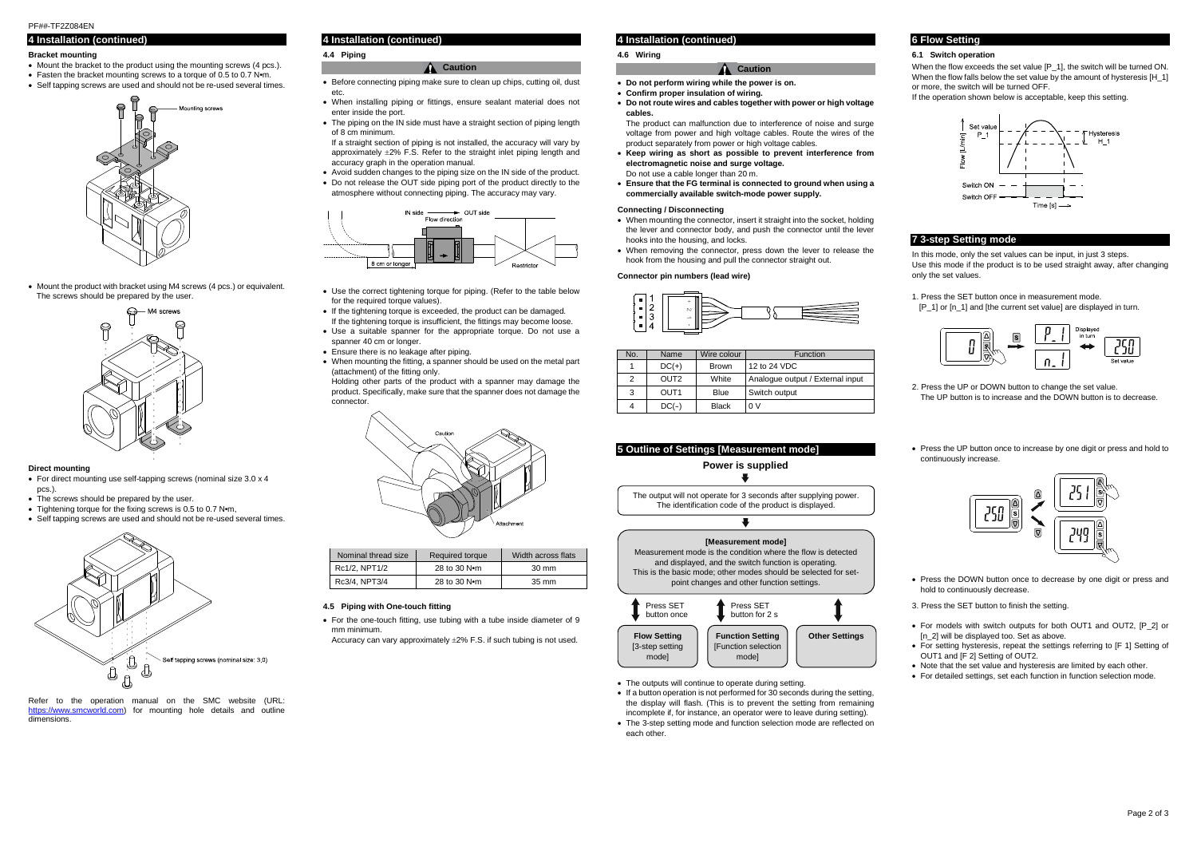## 4 Installation (continued)

### Bracket mounting

- Mount the bracket to the product using the mounting screws (4 pcs.).
- Fasten the bracket mounting screws to a torque of 0.5 to 0.7 N•m.
- Self tapping screws are used and should not be re-used several times.

Mounting screws

- Mount the product with bracket using M4 screws (4 pcs.) or equivalent. The screws should be prepared by the user.

M4 screws

### Direct mounting

- For direct mounting use self-tapping screws (nominal size 3.0 x 4 pcs.).
- The screws should be prepared by the user.
- Tightening torque for the fixing screws is 0.5 to 0.7 N•m,
- Self tapping screws are used and should not be re-used several times.

Self tapping screws (nominal size: 3.0)

Refer to the operation manual on the SMC website (URL: https://www.smcworld.com) for mounting hole details and outline dimensions.

## 4 Installation (continued)

### 4.4 Piping

**Caution**

- Before connecting piping make sure to clean up chips, cutting oil, dust etc.
- When installing piping or fittings, ensure sealant material does not enter inside the port.
- The piping on the IN side must have a straight section of piping length of 8 cm minimum.
  If a straight section of piping is not installed, the accuracy will vary by approximately ±2% F.S. Refer to the straight inlet piping length and accuracy graph in the operation manual.
- Avoid sudden changes to the piping size on the IN side of the product.
- Do not release the OUT side piping port of the product directly to the atmosphere without connecting piping. The accuracy may vary.

IN side
OUT side
Flow direction
8 cm or longer
Restrictor

- Use the correct tightening torque for piping. (Refer to the table below for the required torque values).
- If the tightening torque is exceeded, the product can be damaged. If the tightening torque is insufficient, the fittings may become loose.
- Use a suitable spanner for the appropriate torque. Do not use a spanner 40 cm or longer.
- Ensure there is no leakage after piping.
- When mounting the fitting, a spanner should be used on the metal part (attachment) of the fitting only.
  Holding other parts of the product with a spanner may damage the product. Specifically, make sure that the spanner does not damage the connector.

Caution
Attachment

| Nominal thread size | Required torque | Width across flats |
|---|---|---|
| Rc1/2, NPT1/2 | 28 to 30 N•m | 30 mm |
| Rc3/4, NPT3/4 | 28 to 30 N•m | 35 mm |

### 4.5 Piping with One-touch fitting

- For the one-touch fitting, use tubing with a tube inside diameter of 9 mm minimum.
  Accuracy can vary approximately ±2% F.S. if such tubing is not used.

## 4 Installation (continued)

### 4.6 Wiring

**Caution**

- **Do not perform wiring while the power is on.**
- **Confirm proper insulation of wiring.**
- **Do not route wires and cables together with power or high voltage cables.**
  The product can malfunction due to interference of noise and surge voltage from power and high voltage cables. Route the wires of the product separately from power or high voltage cables.
- **Keep wiring as short as possible to prevent interference from electromagnetic noise and surge voltage.**
  Do not use a cable longer than 20 m.
- **Ensure that the FG terminal is connected to ground when using a commercially available switch-mode power supply.**

#### Connecting / Disconnecting

- When mounting the connector, insert it straight into the socket, holding the lever and connector body, and push the connector until the lever hooks into the housing, and locks.
- When removing the connector, press down the lever to release the hook from the housing and pull the connector straight out.

#### Connector pin numbers (lead wire)

| No. | Name | Wire colour | Function |
|---|---|---|---|
| 1 | DC(+) | Brown | 12 to 24 VDC |
| 2 | OUT2 | White | Analogue output / External input |
| 3 | OUT1 | Blue | Switch output |
| 4 | DC(-) | Black | 0 V |

## 5 Outline of Settings [Measurement mode]

**Power is supplied**

The output will not operate for 3 seconds after supplying power. The identification code of the product is displayed.

**[Measurement mode]**
Measurement mode is the condition where the flow is detected and displayed, and the switch function is operating.
This is the basic mode; other modes should be selected for set-point changes and other function settings.

Press SET button once → **Flow Setting** [3-step setting mode]

Press SET button for 2 s → **Function Setting** [Function selection mode]

**Other Settings**

- The outputs will continue to operate during setting.
- If a button operation is not performed for 30 seconds during the setting, the display will flash. (This is to prevent the setting from remaining incomplete if, for instance, an operator were to leave during setting).
- The 3-step setting mode and function selection mode are reflected on each other.

## 6 Flow Setting

### 6.1 Switch operation

When the flow exceeds the set value [P_1], the switch will be turned ON.
When the flow falls below the set value by the amount of hysteresis [H_1] or more, the switch will be turned OFF.
If the operation shown below is acceptable, keep this setting.

Set value P_1
Hysteresis H_1
Flow [L/min]
Switch ON
Switch OFF
Time [s]

## 7 3-step Setting mode

In this mode, only the set values can be input, in just 3 steps.
Use this mode if the product is to be used straight away, after changing only the set values.

1. Press the SET button once in measurement mode.
   [P_1] or [n_1] and [the current set value] are displayed in turn.

Displayed in turn
Set value

2. Press the UP or DOWN button to change the set value.
   The UP button is to increase and the DOWN button is to decrease.

- Press the UP button once to increase by one digit or press and hold to continuously increase.

- Press the DOWN button once to decrease by one digit or press and hold to continuously decrease.

3. Press the SET button to finish the setting.

- For models with switch outputs for both OUT1 and OUT2, [P_2] or [n_2] will be displayed too. Set as above.
- For setting hysteresis, repeat the settings referring to [F 1] Setting of OUT1 and [F 2] Setting of OUT2.
- Note that the set value and hysteresis are limited by each other.
- For detailed settings, set each function in function selection mode.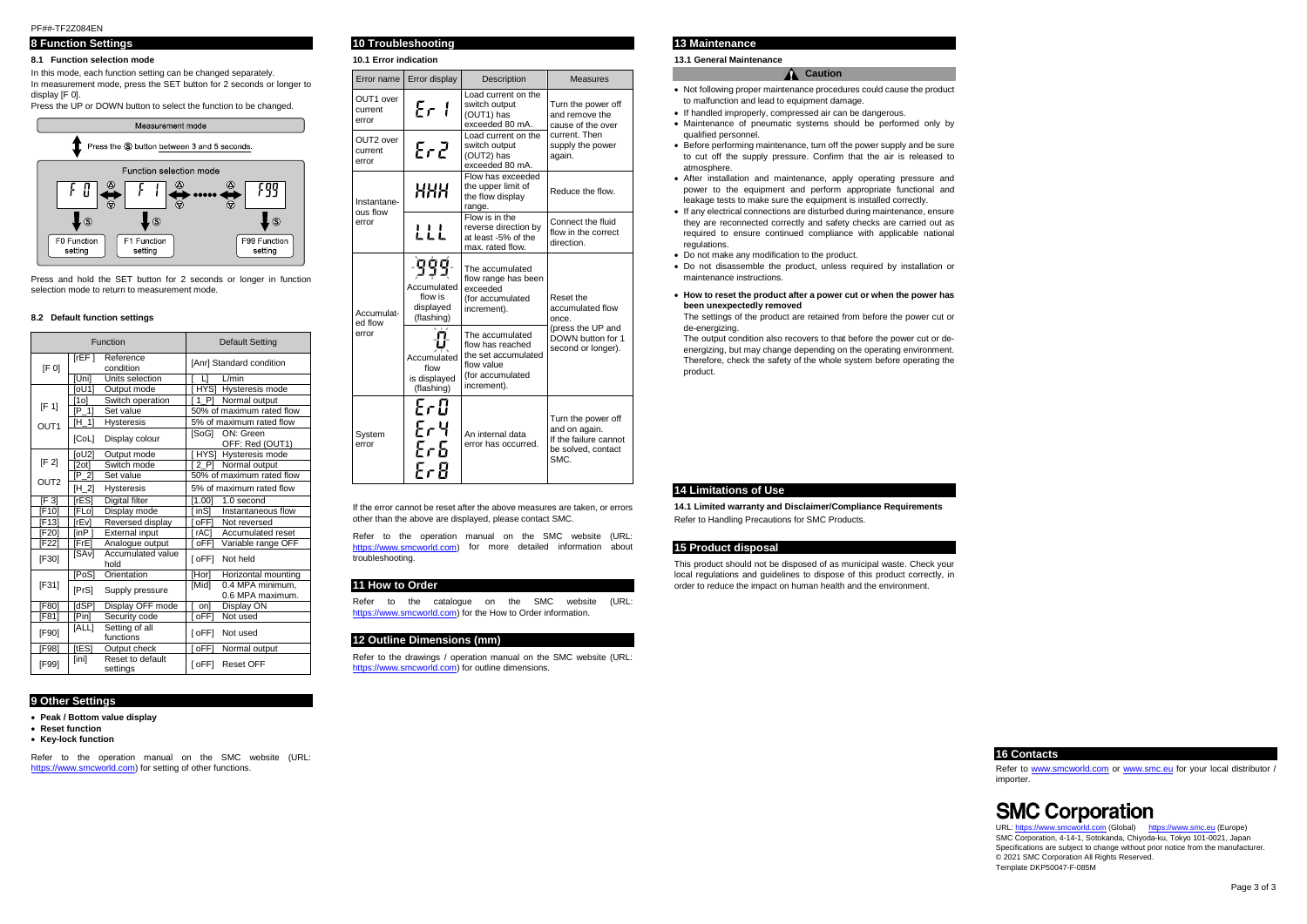## 8 Function Settings

### 8.1 Function selection mode

In this mode, each function setting can be changed separately.
In measurement mode, press the SET button for 2 seconds or longer to display [F 0].
Press the UP or DOWN button to select the function to be changed.

Measurement mode

Press the S button between 3 and 5 seconds.

Function selection mode

F 0 ⇔ F 1 ⇔ ••••• ⇔ F99

F0 Function setting

F1 Function setting

F99 Function setting

Press and hold the SET button for 2 seconds or longer in function selection mode to return to measurement mode.

### 8.2 Default function settings

| Function | | | Default Setting |
|---|---|---|---|
| [F 0] | [rEF ] | Reference condition | [Anr] Standard condition |
| | [Uni] | Units selection | [ L] L/min |
| [F 1] OUT1 | [oU1] | Output mode | [ HYS] Hysteresis mode |
| | [1o] | Switch operation | [ 1_P] Normal output |
| | [P_1] | Set value | 50% of maximum rated flow |
| | [H_1] | Hysteresis | 5% of maximum rated flow |
| | [CoL] | Display colour | [SoG] ON: Green OFF: Red (OUT1) |
| [F 2] OUT2 | [oU2] | Output mode | [ HYS] Hysteresis mode |
| | [2ot] | Switch mode | [ 2_P] Normal output |
| | [P_2] | Set value | 50% of maximum rated flow |
| | [H_2] | Hysteresis | 5% of maximum rated flow |
| [F 3] | [rES] | Digital filter | [1.00] 1.0 second |
| [F10] | [FLo] | Display mode | [ inS] Instantaneous flow |
| [F13] | [rEv] | Reversed display | [ oFF] Not reversed |
| [F20] | [inP ] | External input | [ rAC] Accumulated reset |
| [F22] | [FrE] | Analogue output | [ oFF] Variable range OFF |
| [F30] | [SAv] | Accumulated value hold | [ oFF] Not held |
| [F31] | [PoS] | Orientation | [Hor] Horizontal mounting |
| | [PrS] | Supply pressure | [Mid] 0.4 MPA minimum, 0.6 MPA maximum. |
| [F80] | [dSP] | Display OFF mode | [ on] Display ON |
| [F81] | [Pin] | Security code | [ oFF] Not used |
| [F90] | [ALL] | Setting of all functions | [ oFF] Not used |
| [F98] | [tES] | Output check | [ oFF] Normal output |
| [F99] | [ini] | Reset to default settings | [ oFF] Reset OFF |

## 9 Other Settings

- **Peak / Bottom value display**
- **Reset function**
- **Key-lock function**

Refer to the operation manual on the SMC website (URL: https://www.smcworld.com) for setting of other functions.

## 10 Troubleshooting

### 10.1 Error indication

| Error name | Error display | Description | Measures |
|---|---|---|---|
| OUT1 over current error | Er 1 | Load current on the switch output (OUT1) has exceeded 80 mA. | Turn the power off and remove the cause of the over current. Then supply the power again. |
| OUT2 over current error | Er 2 | Load current on the switch output (OUT2) has exceeded 80 mA. | |
| Instantaneous flow error | HHH | Flow has exceeded the upper limit of the flow display range. | Reduce the flow. |
| | LLL | Flow is in the reverse direction by at least -5% of the max. rated flow. | Connect the fluid flow in the correct direction. |
| Accumulated flow error | 999 Accumulated flow is displayed (flashing) | The accumulated flow range has been exceeded (for accumulated increment). | Reset the accumulated flow once. (press the UP and DOWN button for 1 second or longer). |
| | 0 Accumulated flow is displayed (flashing) | The accumulated flow has reached the set accumulated flow value (for accumulated increment). | |
| System error | Er 0, Er 4, Er 6, Er 8 | An internal data error has occurred. | Turn the power off and on again. If the failure cannot be solved, contact SMC. |

If the error cannot be reset after the above measures are taken, or errors other than the above are displayed, please contact SMC.

Refer to the operation manual on the SMC website (URL: https://www.smcworld.com) for more detailed information about troubleshooting.

## 11 How to Order

Refer to the catalogue on the SMC website (URL: https://www.smcworld.com) for the How to Order information.

## 12 Outline Dimensions (mm)

Refer to the drawings / operation manual on the SMC website (URL: https://www.smcworld.com) for outline dimensions.

## 13 Maintenance

### 13.1 General Maintenance

**Caution**

- Not following proper maintenance procedures could cause the product to malfunction and lead to equipment damage.
- If handled improperly, compressed air can be dangerous.
- Maintenance of pneumatic systems should be performed only by qualified personnel.
- Before performing maintenance, turn off the power supply and be sure to cut off the supply pressure. Confirm that the air is released to atmosphere.
- After installation and maintenance, apply operating pressure and power to the equipment and perform appropriate functional and leakage tests to make sure the equipment is installed correctly.
- If any electrical connections are disturbed during maintenance, ensure they are reconnected correctly and safety checks are carried out as required to ensure continued compliance with applicable national regulations.
- Do not make any modification to the product.
- Do not disassemble the product, unless required by installation or maintenance instructions.
- **How to reset the product after a power cut or when the power has been unexpectedly removed**

  The settings of the product are retained from before the power cut or de-energizing.

  The output condition also recovers to that before the power cut or de-energizing, but may change depending on the operating environment. Therefore, check the safety of the whole system before operating the product.

## 14 Limitations of Use

**14.1 Limited warranty and Disclaimer/Compliance Requirements**

Refer to Handling Precautions for SMC Products.

## 15 Product disposal

This product should not be disposed of as municipal waste. Check your local regulations and guidelines to dispose of this product correctly, in order to reduce the impact on human health and the environment.

## 16 Contacts

Refer to www.smcworld.com or www.smc.eu for your local distributor / importer.

**SMC Corporation**

URL: https://www.smcworld.com (Global) https://www.smc.eu (Europe)
SMC Corporation, 4-14-1, Sotokanda, Chiyoda-ku, Tokyo 101-0021, Japan
Specifications are subject to change without prior notice from the manufacturer.
© 2021 SMC Corporation All Rights Reserved.
Template DKP50047-F-085M